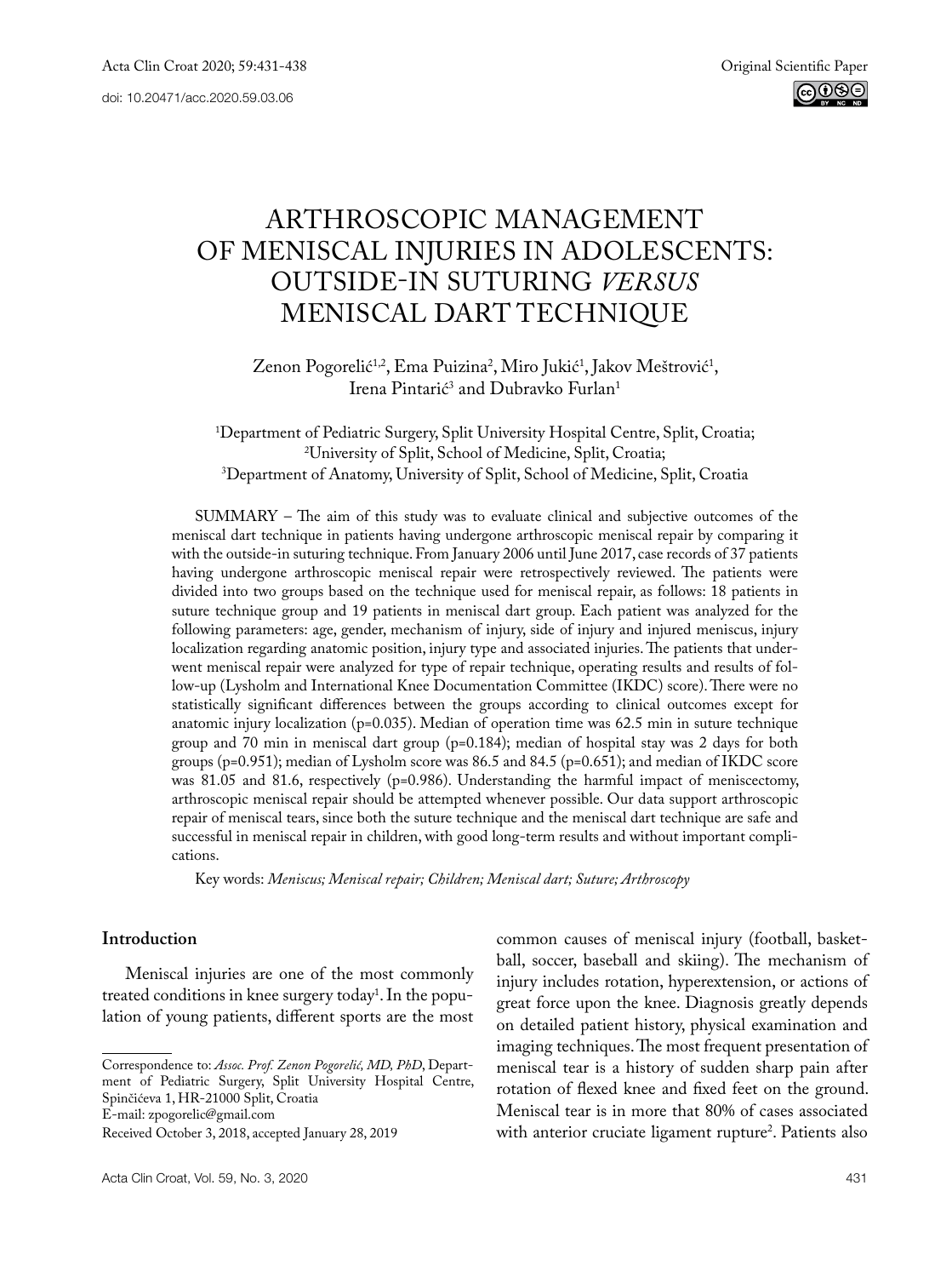Original Scientific Paper

doi: 10.20471/acc.2020.59.03.06

# ARTHROSCOPIC MANAGEMENT OF MENISCAL INJURIES IN ADOLESCENTS: OUTSIDE-IN SUTURING *VERSUS* MENISCAL DART TECHNIQUE

Zenon Pogorelić[1,2], Ema Puizina[2], Miro Jukić[1], Jakov Meštrović[1], Irena Pintarić[3] and Dubravko Furlan[1]

[1]Department of Pediatric Surgery, Split University Hospital Centre, Split, Croatia;
[2]University of Split, School of Medicine, Split, Croatia;
[3]Department of Anatomy, University of Split, School of Medicine, Split, Croatia

SUMMARY – The aim of this study was to evaluate clinical and subjective outcomes of the meniscal dart technique in patients having undergone arthroscopic meniscal repair by comparing it with the outside-in suturing technique. From January 2006 until June 2017, case records of 37 patients having undergone arthroscopic meniscal repair were retrospectively reviewed. The patients were divided into two groups based on the technique used for meniscal repair, as follows: 18 patients in suture technique group and 19 patients in meniscal dart group. Each patient was analyzed for the following parameters: age, gender, mechanism of injury, side of injury and injured meniscus, injury localization regarding anatomic position, injury type and associated injuries. The patients that underwent meniscal repair were analyzed for type of repair technique, operating results and results of follow-up (Lysholm and International Knee Documentation Committee (IKDC) score). There were no statistically significant differences between the groups according to clinical outcomes except for anatomic injury localization ($p=0.035$). Median of operation time was 62.5 min in suture technique group and 70 min in meniscal dart group ($p=0.184$); median of hospital stay was 2 days for both groups ($p=0.951$); median of Lysholm score was 86.5 and 84.5 ($p=0.651$); and median of IKDC score was 81.05 and 81.6, respectively ($p=0.986$). Understanding the harmful impact of meniscectomy, arthroscopic meniscal repair should be attempted whenever possible. Our data support arthroscopic repair of meniscal tears, since both the suture technique and the meniscal dart technique are safe and successful in meniscal repair in children, with good long-term results and without important complications.

Key words: *Meniscus; Meniscal repair; Children; Meniscal dart; Suture; Arthroscopy*

## Introduction

Meniscal injuries are one of the most commonly treated conditions in knee surgery today[1]. In the population of young patients, different sports are the most common causes of meniscal injury (football, basketball, soccer, baseball and skiing). The mechanism of injury includes rotation, hyperextension, or actions of great force upon the knee. Diagnosis greatly depends on detailed patient history, physical examination and imaging techniques. The most frequent presentation of meniscal tear is a history of sudden sharp pain after rotation of flexed knee and fixed feet on the ground. Meniscal tear is in more that 80% of cases associated with anterior cruciate ligament rupture[2]. Patients also

Correspondence to: *Assoc. Prof. Zenon Pogorelić, MD, PhD*, Department of Pediatric Surgery, Split University Hospital Centre, Spinčićeva 1, HR-21000 Split, Croatia
E-mail: zpogorelic@gmail.com
Received October 3, 2018, accepted January 28, 2019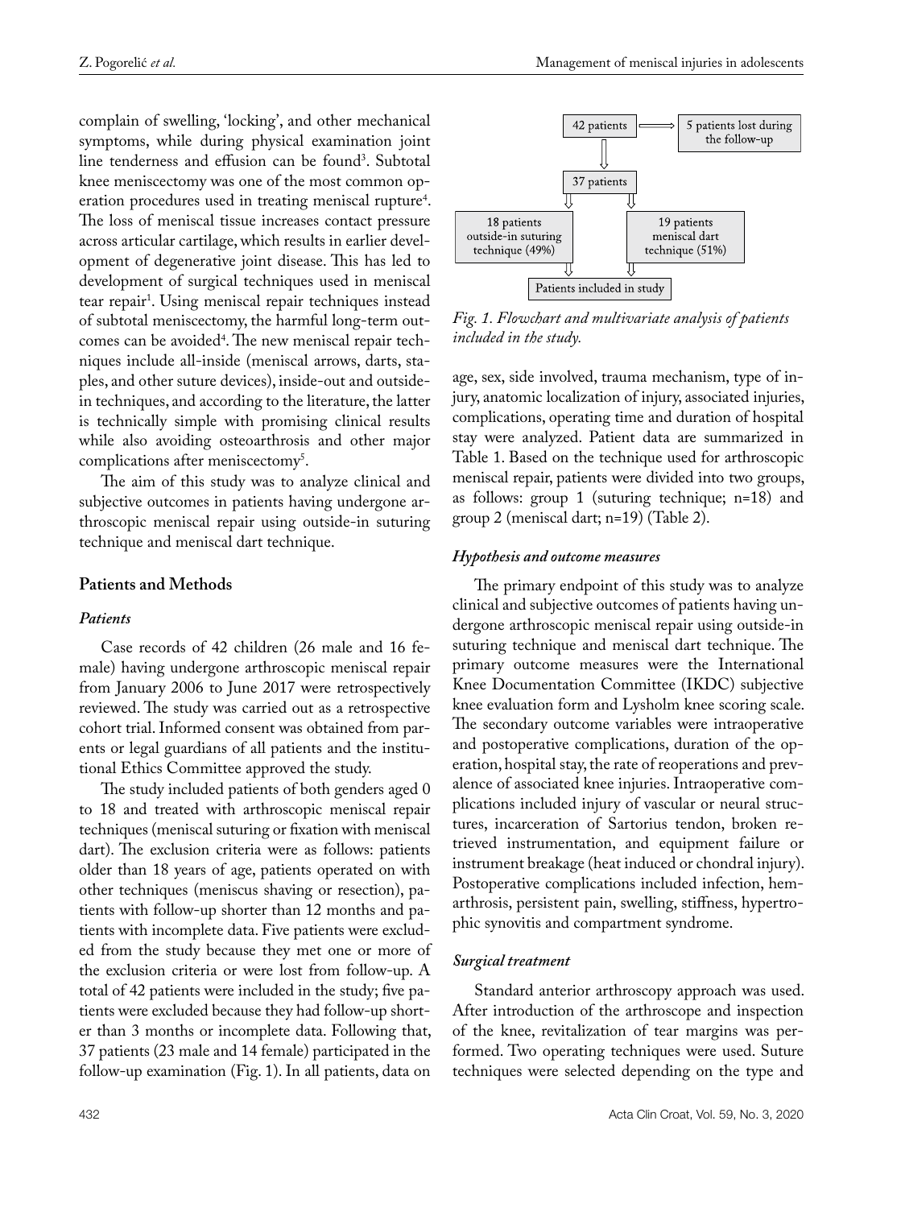complain of swelling, 'locking', and other mechanical symptoms, while during physical examination joint line tenderness and effusion can be found[3]. Subtotal knee meniscectomy was one of the most common operation procedures used in treating meniscal rupture[4]. The loss of meniscal tissue increases contact pressure across articular cartilage, which results in earlier development of degenerative joint disease. This has led to development of surgical techniques used in meniscal tear repair[1]. Using meniscal repair techniques instead of subtotal meniscectomy, the harmful long-term outcomes can be avoided[4]. The new meniscal repair techniques include all-inside (meniscal arrows, darts, staples, and other suture devices), inside-out and outside-in techniques, and according to the literature, the latter is technically simple with promising clinical results while also avoiding osteoarthrosis and other major complications after meniscectomy[5].

The aim of this study was to analyze clinical and subjective outcomes in patients having undergone arthroscopic meniscal repair using outside-in suturing technique and meniscal dart technique.

## Patients and Methods

### *Patients*

Case records of 42 children (26 male and 16 female) having undergone arthroscopic meniscal repair from January 2006 to June 2017 were retrospectively reviewed. The study was carried out as a retrospective cohort trial. Informed consent was obtained from parents or legal guardians of all patients and the institutional Ethics Committee approved the study.

The study included patients of both genders aged 0 to 18 and treated with arthroscopic meniscal repair techniques (meniscal suturing or fixation with meniscal dart). The exclusion criteria were as follows: patients older than 18 years of age, patients operated on with other techniques (meniscus shaving or resection), patients with follow-up shorter than 12 months and patients with incomplete data. Five patients were excluded from the study because they met one or more of the exclusion criteria or were lost from follow-up. A total of 42 patients were included in the study; five patients were excluded because they had follow-up shorter than 3 months or incomplete data. Following that, 37 patients (23 male and 14 female) participated in the follow-up examination (Fig. 1). In all patients, data on

42 patients → 5 patients lost during the follow-up

37 patients

18 patients outside-in suturing technique (49%) | 19 patients meniscal dart technique (51%)

Patients included in study

*Fig. 1. Flowchart and multivariate analysis of patients included in the study.*

age, sex, side involved, trauma mechanism, type of injury, anatomic localization of injury, associated injuries, complications, operating time and duration of hospital stay were analyzed. Patient data are summarized in Table 1. Based on the technique used for arthroscopic meniscal repair, patients were divided into two groups, as follows: group 1 (suturing technique; n=18) and group 2 (meniscal dart; n=19) (Table 2).

### *Hypothesis and outcome measures*

The primary endpoint of this study was to analyze clinical and subjective outcomes of patients having undergone arthroscopic meniscal repair using outside-in suturing technique and meniscal dart technique. The primary outcome measures were the International Knee Documentation Committee (IKDC) subjective knee evaluation form and Lysholm knee scoring scale. The secondary outcome variables were intraoperative and postoperative complications, duration of the operation, hospital stay, the rate of reoperations and prevalence of associated knee injuries. Intraoperative complications included injury of vascular or neural structures, incarceration of Sartorius tendon, broken retrieved instrumentation, and equipment failure or instrument breakage (heat induced or chondral injury). Postoperative complications included infection, hemarthrosis, persistent pain, swelling, stiffness, hypertrophic synovitis and compartment syndrome.

### *Surgical treatment*

Standard anterior arthroscopy approach was used. After introduction of the arthroscope and inspection of the knee, revitalization of tear margins was performed. Two operating techniques were used. Suture techniques were selected depending on the type and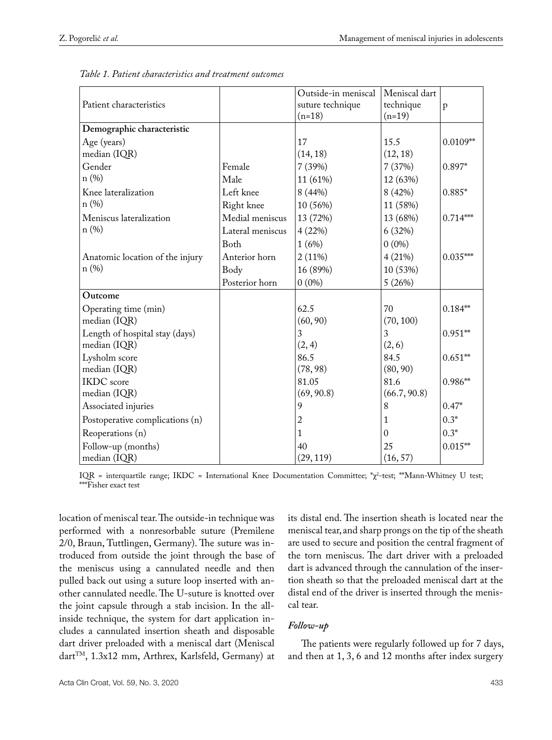*Table 1. Patient characteristics and treatment outcomes*

| Patient characteristics | | Outside-in meniscal suture technique (n=18) | Meniscal dart technique (n=19) | p |
|---|---|---|---|---|
| **Demographic characteristic** | | | | |
| Age (years) median (IQR) | | 17 (14, 18) | 15.5 (12, 18) | 0.0109** |
| Gender n (%) | Female | 7 (39%) | 7 (37%) | 0.897* |
| | Male | 11 (61%) | 12 (63%) | |
| Knee lateralization n (%) | Left knee | 8 (44%) | 8 (42%) | 0.885* |
| | Right knee | 10 (56%) | 11 (58%) | |
| Meniscus lateralization n (%) | Medial meniscus | 13 (72%) | 13 (68%) | 0.714*** |
| | Lateral meniscus | 4 (22%) | 6 (32%) | |
| | Both | 1 (6%) | 0 (0%) | |
| Anatomic location of the injury n (%) | Anterior horn | 2 (11%) | 4 (21%) | 0.035*** |
| | Body | 16 (89%) | 10 (53%) | |
| | Posterior horn | 0 (0%) | 5 (26%) | |
| **Outcome** | | | | |
| Operating time (min) median (IQR) | | 62.5 (60, 90) | 70 (70, 100) | 0.184** |
| Length of hospital stay (days) median (IQR) | | 3 (2, 4) | 3 (2, 6) | 0.951** |
| Lysholm score median (IQR) | | 86.5 (78, 98) | 84.5 (80, 90) | 0.651** |
| IKDC score median (IQR) | | 81.05 (69, 90.8) | 81.6 (66.7, 90.8) | 0.986** |
| Associated injuries | | 9 | 8 | 0.47* |
| Postoperative complications (n) | | 2 | 1 | 0.3* |
| Reoperations (n) | | 1 | 0 | 0.3* |
| Follow-up (months) median (IQR) | | 40 (29, 119) | 25 (16, 57) | 0.015** |

IQR = interquartile range; IKDC = International Knee Documentation Committee; *$\chi^2$-test; **Mann-Whitney U test; ***Fisher exact test

location of meniscal tear. The outside-in technique was performed with a nonresorbable suture (Premilene 2/0, Braun, Tuttlingen, Germany). The suture was introduced from outside the joint through the base of the meniscus using a cannulated needle and then pulled back out using a suture loop inserted with another cannulated needle. The U-suture is knotted over the joint capsule through a stab incision. In the all-inside technique, the system for dart application includes a cannulated insertion sheath and disposable dart driver preloaded with a meniscal dart (Meniscal dart™, 1.3x12 mm, Arthrex, Karlsfeld, Germany) at its distal end. The insertion sheath is located near the meniscal tear, and sharp prongs on the tip of the sheath are used to secure and position the central fragment of the torn meniscus. The dart driver with a preloaded dart is advanced through the cannulation of the insertion sheath so that the preloaded meniscal dart at the distal end of the driver is inserted through the meniscal tear.

### *Follow-up*

The patients were regularly followed up for 7 days, and then at 1, 3, 6 and 12 months after index surgery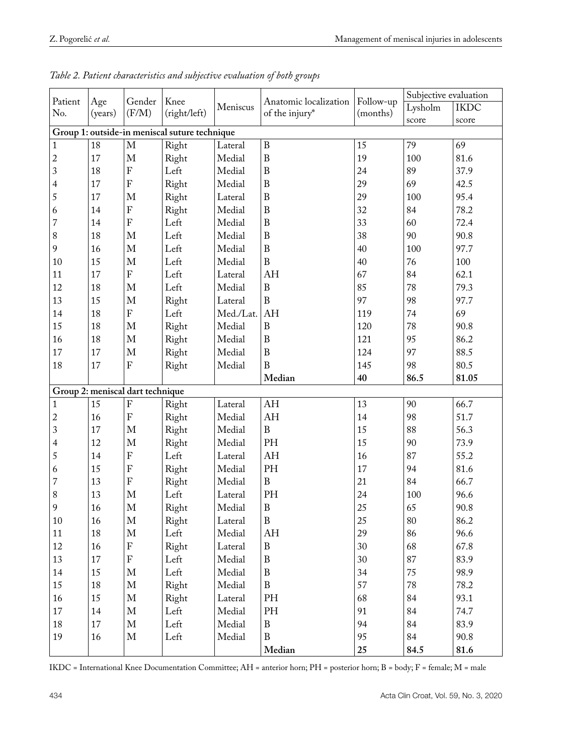*Table 2. Patient characteristics and subjective evaluation of both groups*

| Patient No. | Age (years) | Gender (F/M) | Knee (right/left) | Meniscus | Anatomic localization of the injury* | Follow-up (months) | Subjective evaluation | |
|---|---|---|---|---|---|---|---|---|
| | | | | | | | Lysholm score | IKDC score |
| **Group 1: outside-in meniscal suture technique** | | | | | | | | |
| 1 | 18 | M | Right | Lateral | B | 15 | 79 | 69 |
| 2 | 17 | M | Right | Medial | B | 19 | 100 | 81.6 |
| 3 | 18 | F | Left | Medial | B | 24 | 89 | 37.9 |
| 4 | 17 | F | Right | Medial | B | 29 | 69 | 42.5 |
| 5 | 17 | M | Right | Lateral | B | 29 | 100 | 95.4 |
| 6 | 14 | F | Right | Medial | B | 32 | 84 | 78.2 |
| 7 | 14 | F | Left | Medial | B | 33 | 60 | 72.4 |
| 8 | 18 | M | Left | Medial | B | 38 | 90 | 90.8 |
| 9 | 16 | M | Left | Medial | B | 40 | 100 | 97.7 |
| 10 | 15 | M | Left | Medial | B | 40 | 76 | 100 |
| 11 | 17 | F | Left | Lateral | AH | 67 | 84 | 62.1 |
| 12 | 18 | M | Left | Medial | B | 85 | 78 | 79.3 |
| 13 | 15 | M | Right | Lateral | B | 97 | 98 | 97.7 |
| 14 | 18 | F | Left | Med./Lat. | AH | 119 | 74 | 69 |
| 15 | 18 | M | Right | Medial | B | 120 | 78 | 90.8 |
| 16 | 18 | M | Right | Medial | B | 121 | 95 | 86.2 |
| 17 | 17 | M | Right | Medial | B | 124 | 97 | 88.5 |
| 18 | 17 | F | Right | Medial | B | 145 | 98 | 80.5 |
| | | | | | **Median** | **40** | **86.5** | **81.05** |
| **Group 2: meniscal dart technique** | | | | | | | | |
| 1 | 15 | F | Right | Lateral | AH | 13 | 90 | 66.7 |
| 2 | 16 | F | Right | Medial | AH | 14 | 98 | 51.7 |
| 3 | 17 | M | Right | Medial | B | 15 | 88 | 56.3 |
| 4 | 12 | M | Right | Medial | PH | 15 | 90 | 73.9 |
| 5 | 14 | F | Left | Lateral | AH | 16 | 87 | 55.2 |
| 6 | 15 | F | Right | Medial | PH | 17 | 94 | 81.6 |
| 7 | 13 | F | Right | Medial | B | 21 | 84 | 66.7 |
| 8 | 13 | M | Left | Lateral | PH | 24 | 100 | 96.6 |
| 9 | 16 | M | Right | Medial | B | 25 | 65 | 90.8 |
| 10 | 16 | M | Right | Lateral | B | 25 | 80 | 86.2 |
| 11 | 18 | M | Left | Medial | AH | 29 | 86 | 96.6 |
| 12 | 16 | F | Right | Lateral | B | 30 | 68 | 67.8 |
| 13 | 17 | F | Left | Medial | B | 30 | 87 | 83.9 |
| 14 | 15 | M | Left | Medial | B | 34 | 75 | 98.9 |
| 15 | 18 | M | Right | Medial | B | 57 | 78 | 78.2 |
| 16 | 15 | M | Right | Lateral | PH | 68 | 84 | 93.1 |
| 17 | 14 | M | Left | Medial | PH | 91 | 84 | 74.7 |
| 18 | 17 | M | Left | Medial | B | 94 | 84 | 83.9 |
| 19 | 16 | M | Left | Medial | B | 95 | 84 | 90.8 |
| | | | | | **Median** | **25** | **84.5** | **81.6** |

IKDC = International Knee Documentation Committee; AH = anterior horn; PH = posterior horn; B = body; F = female; M = male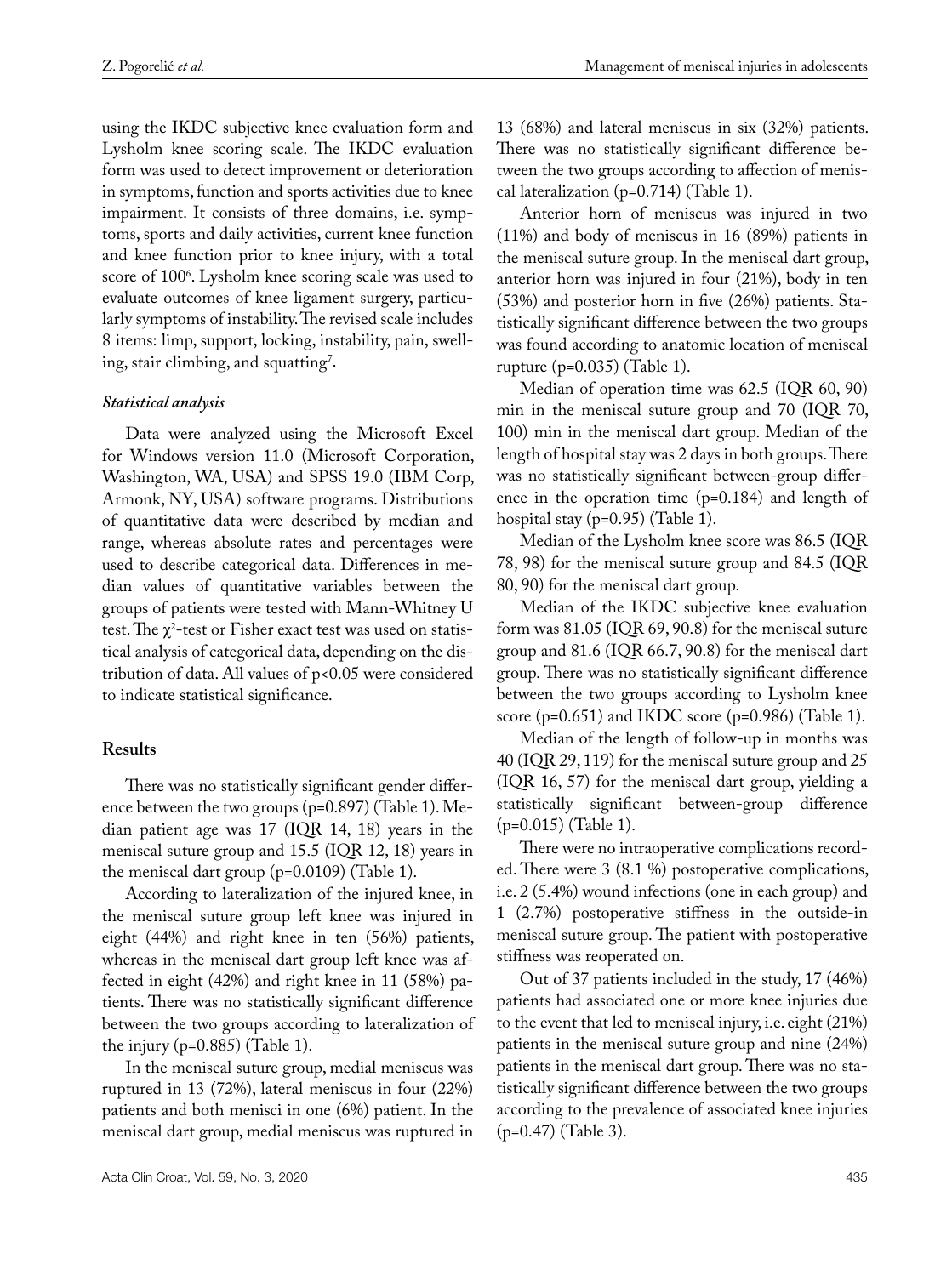using the IKDC subjective knee evaluation form and Lysholm knee scoring scale. The IKDC evaluation form was used to detect improvement or deterioration in symptoms, function and sports activities due to knee impairment. It consists of three domains, i.e. symptoms, sports and daily activities, current knee function and knee function prior to knee injury, with a total score of 100[6]. Lysholm knee scoring scale was used to evaluate outcomes of knee ligament surgery, particularly symptoms of instability. The revised scale includes 8 items: limp, support, locking, instability, pain, swelling, stair climbing, and squatting[7].

### *Statistical analysis*

Data were analyzed using the Microsoft Excel for Windows version 11.0 (Microsoft Corporation, Washington, WA, USA) and SPSS 19.0 (IBM Corp, Armonk, NY, USA) software programs. Distributions of quantitative data were described by median and range, whereas absolute rates and percentages were used to describe categorical data. Differences in median values of quantitative variables between the groups of patients were tested with Mann-Whitney U test. The $\chi^2$-test or Fisher exact test was used on statistical analysis of categorical data, depending on the distribution of data. All values of $p<0.05$ were considered to indicate statistical significance.

## Results

There was no statistically significant gender difference between the two groups (p=0.897) (Table 1). Median patient age was 17 (IQR 14, 18) years in the meniscal suture group and 15.5 (IQR 12, 18) years in the meniscal dart group (p=0.0109) (Table 1).

According to lateralization of the injured knee, in the meniscal suture group left knee was injured in eight (44%) and right knee in ten (56%) patients, whereas in the meniscal dart group left knee was affected in eight (42%) and right knee in 11 (58%) patients. There was no statistically significant difference between the two groups according to lateralization of the injury (p=0.885) (Table 1).

In the meniscal suture group, medial meniscus was ruptured in 13 (72%), lateral meniscus in four (22%) patients and both menisci in one (6%) patient. In the meniscal dart group, medial meniscus was ruptured in 13 (68%) and lateral meniscus in six (32%) patients. There was no statistically significant difference between the two groups according to affection of meniscal lateralization (p=0.714) (Table 1).

Anterior horn of meniscus was injured in two (11%) and body of meniscus in 16 (89%) patients in the meniscal suture group. In the meniscal dart group, anterior horn was injured in four (21%), body in ten (53%) and posterior horn in five (26%) patients. Statistically significant difference between the two groups was found according to anatomic location of meniscal rupture (p=0.035) (Table 1).

Median of operation time was 62.5 (IQR 60, 90) min in the meniscal suture group and 70 (IQR 70, 100) min in the meniscal dart group. Median of the length of hospital stay was 2 days in both groups. There was no statistically significant between-group difference in the operation time (p=0.184) and length of hospital stay (p=0.95) (Table 1).

Median of the Lysholm knee score was 86.5 (IQR 78, 98) for the meniscal suture group and 84.5 (IQR 80, 90) for the meniscal dart group.

Median of the IKDC subjective knee evaluation form was 81.05 (IQR 69, 90.8) for the meniscal suture group and 81.6 (IQR 66.7, 90.8) for the meniscal dart group. There was no statistically significant difference between the two groups according to Lysholm knee score (p=0.651) and IKDC score (p=0.986) (Table 1).

Median of the length of follow-up in months was 40 (IQR 29, 119) for the meniscal suture group and 25 (IQR 16, 57) for the meniscal dart group, yielding a statistically significant between-group difference (p=0.015) (Table 1).

There were no intraoperative complications recorded. There were 3 (8.1 %) postoperative complications, i.e. 2 (5.4%) wound infections (one in each group) and 1 (2.7%) postoperative stiffness in the outside-in meniscal suture group. The patient with postoperative stiffness was reoperated on.

Out of 37 patients included in the study, 17 (46%) patients had associated one or more knee injuries due to the event that led to meniscal injury, i.e. eight (21%) patients in the meniscal suture group and nine (24%) patients in the meniscal dart group. There was no statistically significant difference between the two groups according to the prevalence of associated knee injuries (p=0.47) (Table 3).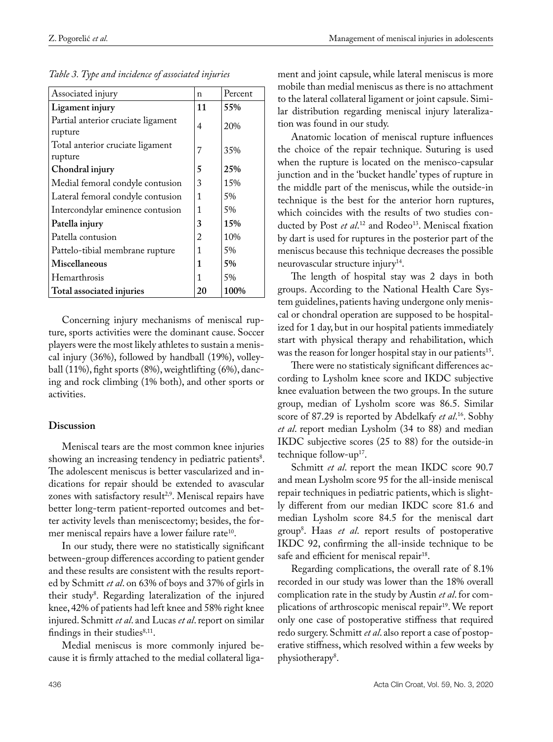*Table 3. Type and incidence of associated injuries*

| Associated injury | n | Percent |
|---|---|---|
| **Ligament injury** | **11** | **55%** |
| Partial anterior cruciate ligament rupture | 4 | 20% |
| Total anterior cruciate ligament rupture | 7 | 35% |
| **Chondral injury** | **5** | **25%** |
| Medial femoral condyle contusion | 3 | 15% |
| Lateral femoral condyle contusion | 1 | 5% |
| Intercondylar eminence contusion | 1 | 5% |
| **Patella injury** | **3** | **15%** |
| Patella contusion | 2 | 10% |
| Pattelo-tibial membrane rupture | 1 | 5% |
| **Miscellaneous** | **1** | **5%** |
| Hemarthrosis | 1 | 5% |
| **Total associated injuries** | **20** | **100%** |

Concerning injury mechanisms of meniscal rupture, sports activities were the dominant cause. Soccer players were the most likely athletes to sustain a meniscal injury (36%), followed by handball (19%), volleyball (11%), fight sports (8%), weightlifting (6%), dancing and rock climbing (1% both), and other sports or activities.

## Discussion

Meniscal tears are the most common knee injuries showing an increasing tendency in pediatric patients[8]. The adolescent meniscus is better vascularized and indications for repair should be extended to avascular zones with satisfactory result[2,9]. Meniscal repairs have better long-term patient-reported outcomes and better activity levels than meniscectomy; besides, the former meniscal repairs have a lower failure rate[10].

In our study, there were no statistically significant between-group differences according to patient gender and these results are consistent with the results reported by Schmitt *et al*. on 63% of boys and 37% of girls in their study[8]. Regarding lateralization of the injured knee, 42% of patients had left knee and 58% right knee injured. Schmitt *et al*. and Lucas *et al*. report on similar findings in their studies[8,11].

Medial meniscus is more commonly injured because it is firmly attached to the medial collateral ligament and joint capsule, while lateral meniscus is more mobile than medial meniscus as there is no attachment to the lateral collateral ligament or joint capsule. Similar distribution regarding meniscal injury lateralization was found in our study.

Anatomic location of meniscal rupture influences the choice of the repair technique. Suturing is used when the rupture is located on the menisco-capsular junction and in the 'bucket handle' types of rupture in the middle part of the meniscus, while the outside-in technique is the best for the anterior horn ruptures, which coincides with the results of two studies conducted by Post *et al*.[12] and Rodeo[13]. Meniscal fixation by dart is used for ruptures in the posterior part of the meniscus because this technique decreases the possible neurovascular structure injury[14].

The length of hospital stay was 2 days in both groups. According to the National Health Care System guidelines, patients having undergone only meniscal or chondral operation are supposed to be hospitalized for 1 day, but in our hospital patients immediately start with physical therapy and rehabilitation, which was the reason for longer hospital stay in our patients[15].

There were no statisticaly significant differences according to Lysholm knee score and IKDC subjective knee evaluation between the two groups. In the suture group, median of Lysholm score was 86.5. Similar score of 87.29 is reported by Abdelkafy *et al*.[16]. Sobhy *et al*. report median Lysholm (34 to 88) and median IKDC subjective scores (25 to 88) for the outside-in technique follow-up[17].

Schmitt *et al*. report the mean IKDC score 90.7 and mean Lysholm score 95 for the all-inside meniscal repair techniques in pediatric patients, which is slightly different from our median IKDC score 81.6 and median Lysholm score 84.5 for the meniscal dart group[8]. Haas *et al*. report results of postoperative IKDC 92, confirming the all-inside technique to be safe and efficient for meniscal repair[18].

Regarding complications, the overall rate of 8.1% recorded in our study was lower than the 18% overall complication rate in the study by Austin *et al*. for complications of arthroscopic meniscal repair[19]. We report only one case of postoperative stiffness that required redo surgery. Schmitt *et al*. also report a case of postoperative stiffness, which resolved within a few weeks by physiotherapy[8].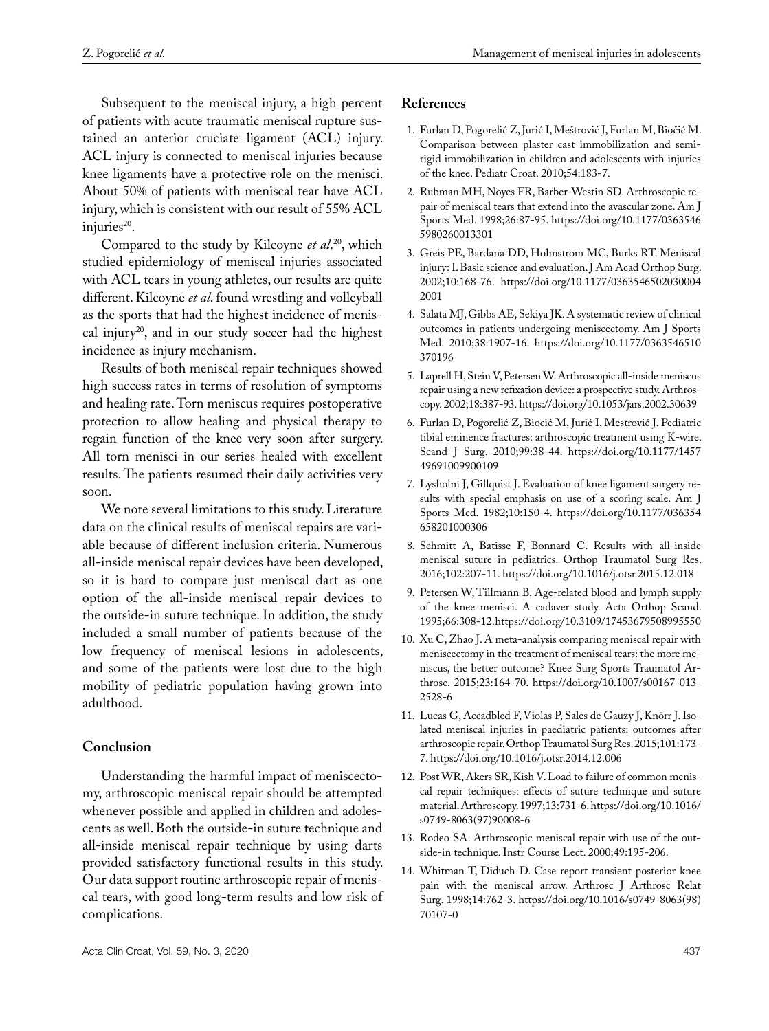Subsequent to the meniscal injury, a high percent of patients with acute traumatic meniscal rupture sustained an anterior cruciate ligament (ACL) injury. ACL injury is connected to meniscal injuries because knee ligaments have a protective role on the menisci. About 50% of patients with meniscal tear have ACL injury, which is consistent with our result of 55% ACL injuries[20].

Compared to the study by Kilcoyne *et al*.[20], which studied epidemiology of meniscal injuries associated with ACL tears in young athletes, our results are quite different. Kilcoyne *et al*. found wrestling and volleyball as the sports that had the highest incidence of meniscal injury[20], and in our study soccer had the highest incidence as injury mechanism.

Results of both meniscal repair techniques showed high success rates in terms of resolution of symptoms and healing rate. Torn meniscus requires postoperative protection to allow healing and physical therapy to regain function of the knee very soon after surgery. All torn menisci in our series healed with excellent results. The patients resumed their daily activities very soon.

We note several limitations to this study. Literature data on the clinical results of meniscal repairs are variable because of different inclusion criteria. Numerous all-inside meniscal repair devices have been developed, so it is hard to compare just meniscal dart as one option of the all-inside meniscal repair devices to the outside-in suture technique. In addition, the study included a small number of patients because of the low frequency of meniscal lesions in adolescents, and some of the patients were lost due to the high mobility of pediatric population having grown into adulthood.

## Conclusion

Understanding the harmful impact of meniscectomy, arthroscopic meniscal repair should be attempted whenever possible and applied in children and adolescents as well. Both the outside-in suture technique and all-inside meniscal repair technique by using darts provided satisfactory functional results in this study. Our data support routine arthroscopic repair of meniscal tears, with good long-term results and low risk of complications.

## References

1. Furlan D, Pogorelić Z, Jurić I, Meštrović J, Furlan M, Biočić M. Comparison between plaster cast immobilization and semi-rigid immobilization in children and adolescents with injuries of the knee. Pediatr Croat. 2010;54:183-7.
2. Rubman MH, Noyes FR, Barber-Westin SD. Arthroscopic repair of meniscal tears that extend into the avascular zone. Am J Sports Med. 1998;26:87-95. https://doi.org/10.1177/03635465980260013301
3. Greis PE, Bardana DD, Holmstrom MC, Burks RT. Meniscal injury: I. Basic science and evaluation. J Am Acad Orthop Surg. 2002;10:168-76. https://doi.org/10.1177/03635465020300042001
4. Salata MJ, Gibbs AE, Sekiya JK. A systematic review of clinical outcomes in patients undergoing meniscectomy. Am J Sports Med. 2010;38:1907-16. https://doi.org/10.1177/0363546510370196
5. Laprell H, Stein V, Petersen W. Arthroscopic all-inside meniscus repair using a new refixation device: a prospective study. Arthroscopy. 2002;18:387-93. https://doi.org/10.1053/jars.2002.30639
6. Furlan D, Pogorelić Z, Biocić M, Jurić I, Mestrović J. Pediatric tibial eminence fractures: arthroscopic treatment using K-wire. Scand J Surg. 2010;99:38-44. https://doi.org/10.1177/145749691009900109
7. Lysholm J, Gillquist J. Evaluation of knee ligament surgery results with special emphasis on use of a scoring scale. Am J Sports Med. 1982;10:150-4. https://doi.org/10.1177/036354658201000306
8. Schmitt A, Batisse F, Bonnard C. Results with all-inside meniscal suture in pediatrics. Orthop Traumatol Surg Res. 2016;102:207-11. https://doi.org/10.1016/j.otsr.2015.12.018
9. Petersen W, Tillmann B. Age-related blood and lymph supply of the knee menisci. A cadaver study. Acta Orthop Scand. 1995;66:308-12.https://doi.org/10.3109/17453679508995550
10. Xu C, Zhao J. A meta-analysis comparing meniscal repair with meniscectomy in the treatment of meniscal tears: the more meniscus, the better outcome? Knee Surg Sports Traumatol Arthrosc. 2015;23:164-70. https://doi.org/10.1007/s00167-013-2528-6
11. Lucas G, Accadbled F, Violas P, Sales de Gauzy J, Knörr J. Isolated meniscal injuries in paediatric patients: outcomes after arthroscopic repair. Orthop Traumatol Surg Res. 2015;101:173-7. https://doi.org/10.1016/j.otsr.2014.12.006
12. Post WR, Akers SR, Kish V. Load to failure of common meniscal repair techniques: effects of suture technique and suture material. Arthroscopy. 1997;13:731-6. https://doi.org/10.1016/s0749-8063(97)90008-6
13. Rodeo SA. Arthroscopic meniscal repair with use of the outside-in technique. Instr Course Lect. 2000;49:195-206.
14. Whitman T, Diduch D. Case report transient posterior knee pain with the meniscal arrow. Arthrosc J Arthrosc Relat Surg. 1998;14:762-3. https://doi.org/10.1016/s0749-8063(98)70107-0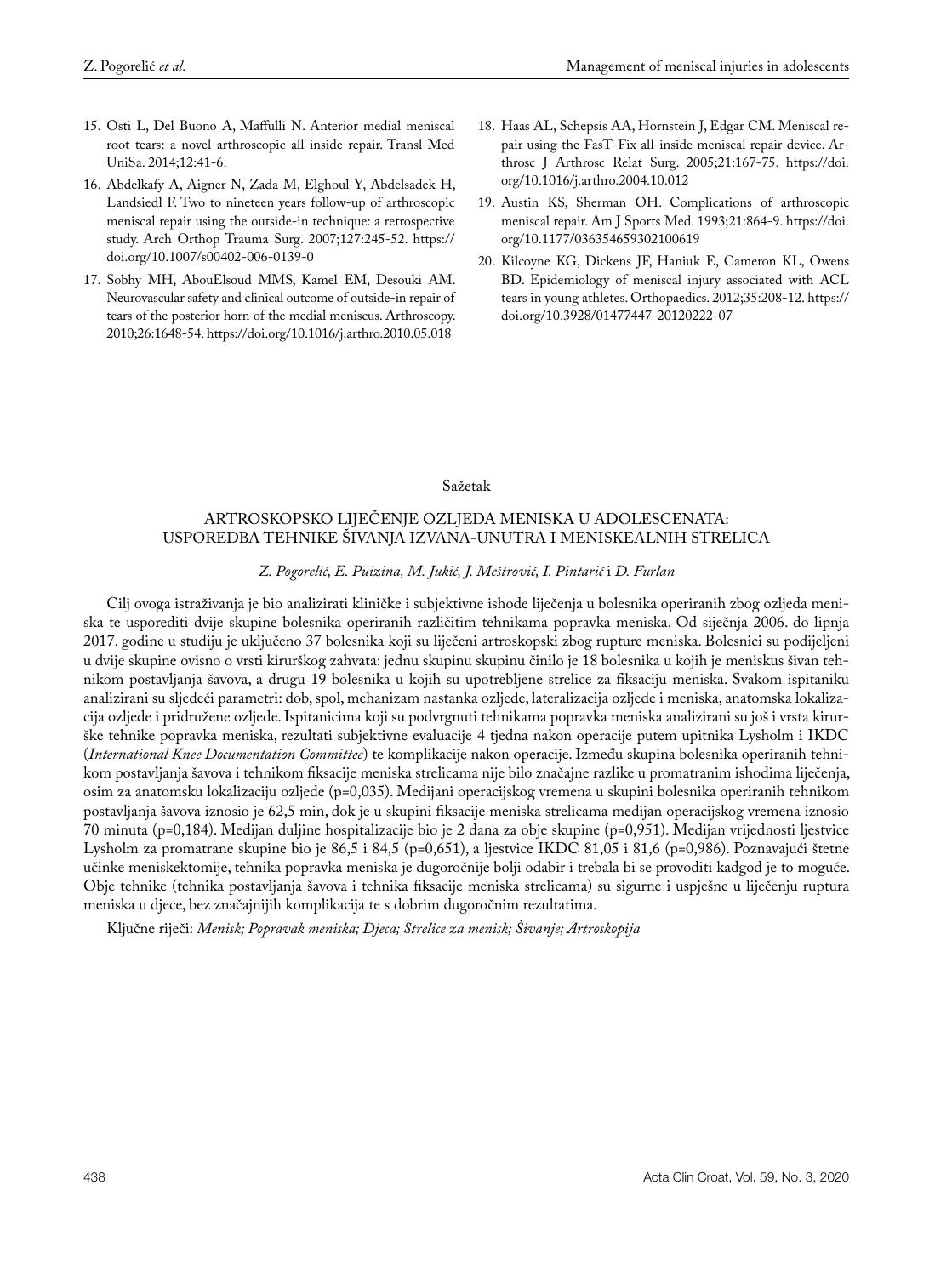15. Osti L, Del Buono A, Maffulli N. Anterior medial meniscal root tears: a novel arthroscopic all inside repair. Transl Med UniSa. 2014;12:41-6.
16. Abdelkafy A, Aigner N, Zada M, Elghoul Y, Abdelsadek H, Landsiedl F. Two to nineteen years follow-up of arthroscopic meniscal repair using the outside-in technique: a retrospective study. Arch Orthop Trauma Surg. 2007;127:245-52. https://doi.org/10.1007/s00402-006-0139-0
17. Sobhy MH, AbouElsoud MMS, Kamel EM, Desouki AM. Neurovascular safety and clinical outcome of outside-in repair of tears of the posterior horn of the medial meniscus. Arthroscopy. 2010;26:1648-54. https://doi.org/10.1016/j.arthro.2010.05.018
18. Haas AL, Schepsis AA, Hornstein J, Edgar CM. Meniscal repair using the FasT-Fix all-inside meniscal repair device. Arthrosc J Arthrosc Relat Surg. 2005;21:167-75. https://doi.org/10.1016/j.arthro.2004.10.012
19. Austin KS, Sherman OH. Complications of arthroscopic meniscal repair. Am J Sports Med. 1993;21:864-9. https://doi.org/10.1177/036354659302100619
20. Kilcoyne KG, Dickens JF, Haniuk E, Cameron KL, Owens BD. Epidemiology of meniscal injury associated with ACL tears in young athletes. Orthopaedics. 2012;35:208-12. https://doi.org/10.3928/01477447-20120222-07

## Sažetak

### ARTROSKOPSKO LIJEČENJE OZLJEDA MENISKA U ADOLESCENATA: USPOREDBA TEHNIKE ŠIVANJA IZVANA-UNUTRA I MENISKEALNIH STRELICA

*Z. Pogorelić, E. Puizina, M. Jukić, J. Meštrović, I. Pintarić* i *D. Furlan*

Cilj ovoga istraživanja je bio analizirati kliničke i subjektivne ishode liječenja u bolesnika operiranih zbog ozljeda meniska te usporediti dvije skupine bolesnika operiranih različitim tehnikama popravka meniska. Od siječnja 2006. do lipnja 2017. godine u studiju je uključeno 37 bolesnika koji su liječeni artroskopski zbog rupture meniska. Bolesnici su podijeljeni u dvije skupine ovisno o vrsti kirurškog zahvata: jednu skupinu skupinu činilo je 18 bolesnika u kojih je meniskus šivan tehnikom postavljanja šavova, a drugu 19 bolesnika u kojih su upotrebljene strelice za fiksaciju meniska. Svakom ispitaniku analizirani su sljedeći parametri: dob, spol, mehanizam nastanka ozljede, lateralizacija ozljede i meniska, anatomska lokalizacija ozljede i pridružene ozljede. Ispitanicima koji su podvrgnuti tehnikama popravka meniska analizirani su još i vrsta kirurške tehnike popravka meniska, rezultati subjektivne evaluacije 4 tjedna nakon operacije putem upitnika Lysholm i IKDC (*International Knee Documentation Committee*) te komplikacije nakon operacije. Između skupina bolesnika operiranih tehnikom postavljanja šavova i tehnikom fiksacije meniska strelicama nije bilo značajne razlike u promatranim ishodima liječenja, osim za anatomsku lokalizaciju ozljede (p=0,035). Medijani operacijskog vremena u skupini bolesnika operiranih tehnikom postavljanja šavova iznosio je 62,5 min, dok je u skupini fiksacije meniska strelicama medijan operacijskog vremena iznosio 70 minuta (p=0,184). Medijan duljine hospitalizacije bio je 2 dana za obje skupine (p=0,951). Medijan vrijednosti ljestvice Lysholm za promatrane skupine bio je 86,5 i 84,5 (p=0,651), a ljestvice IKDC 81,05 i 81,6 (p=0,986). Poznavajući štetne učinke meniskektomije, tehnika popravka meniska je dugoročnije bolji odabir i trebala bi se provoditi kadgod je to moguće. Obje tehnike (tehnika postavljanja šavova i tehnika fiksacije meniska strelicama) su sigurne i uspješne u liječenju ruptura meniska u djece, bez značajnijih komplikacija te s dobrim dugoročnim rezultatima.

Ključne riječi: *Menisk; Popravak meniska; Djeca; Strelice za menisk; Šivanje; Artroskopija*